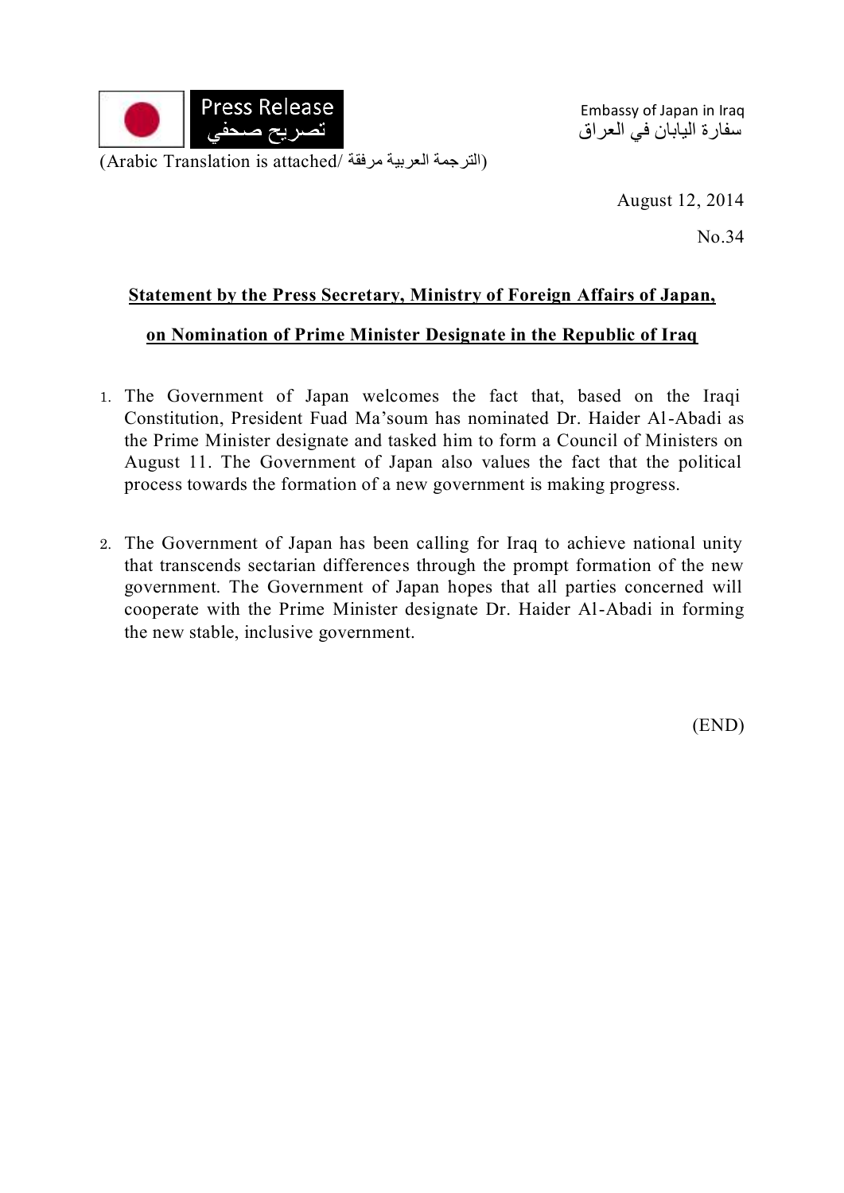Press Release
تصريح صحفي

Embassy of Japan in Iraq
سفارة اليابان في العراق

(Arabic Translation is attached/ الترجمة العربية مرفقة)

August 12, 2014

No.34

**Statement by the Press Secretary, Ministry of Foreign Affairs of Japan, on Nomination of Prime Minister Designate in the Republic of Iraq**

1. The Government of Japan welcomes the fact that, based on the Iraqi Constitution, President Fuad Ma'soum has nominated Dr. Haider Al-Abadi as the Prime Minister designate and tasked him to form a Council of Ministers on August 11. The Government of Japan also values the fact that the political process towards the formation of a new government is making progress.

2. The Government of Japan has been calling for Iraq to achieve national unity that transcends sectarian differences through the prompt formation of the new government. The Government of Japan hopes that all parties concerned will cooperate with the Prime Minister designate Dr. Haider Al-Abadi in forming the new stable, inclusive government.

(END)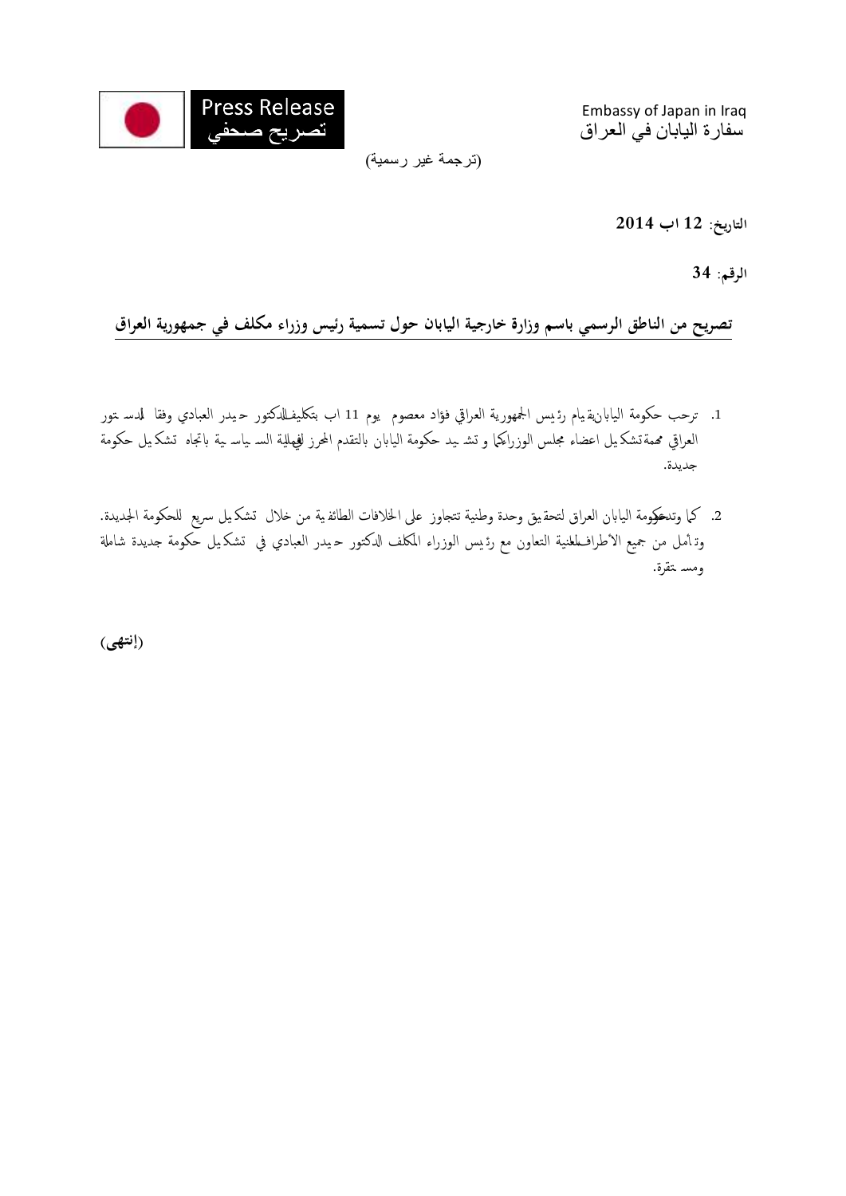Press Release
تصريح صحفي

Embassy of Japan in Iraq
سفارة اليابان في العراق

(ترجمة غير رسمية)

**التاريخ: 12 اب 2014**

**الرقم: 34**

## تصريح من الناطق الرسمي باسم وزارة خارجية اليابان حول تسمية رئيس وزراء مكلف في جمهورية العراق

1. ترحب حكومة اليابان بقيام رئيس الجمهورية العراقي فؤاد معصوم يوم 11 اب بتكليف الدكتور حيدر العبادي وفقا للدستور العراقي مهمة تشكيل اعضاء مجلس الوزراء كما و تشيد حكومة اليابان بالتقدم المحرز في العملية السياسية باتجاه تشكيل حكومة جديدة.

2. كما وتدعو حكومة اليابان العراق لتحقيق وحدة وطنية تتجاوز على الخلافات الطائفية من خلال تشكيل سريع للحكومة الجديدة. وتأمل من جميع الأطراف المعنية التعاون مع رئيس الوزراء المكلف الدكتور حيدر العبادي في تشكيل حكومة جديدة شاملة ومستقرة.

**(إنتهى)**